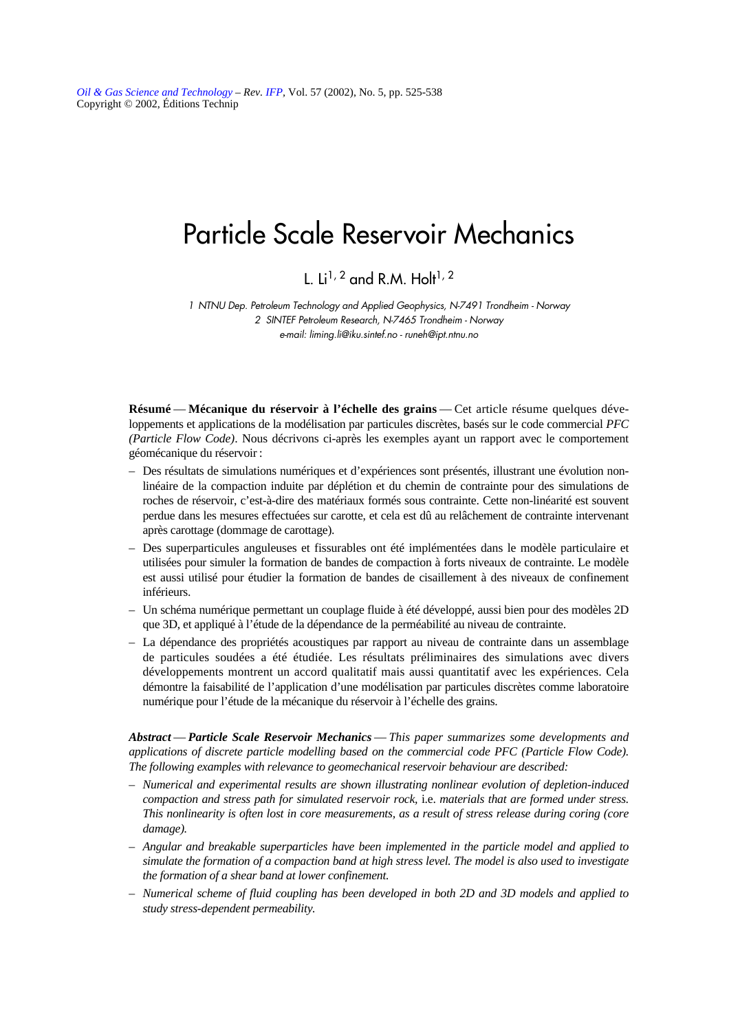# Particle Scale Reservoir Mechanics

L. Li[1, 2] and R.M. Holt[1, 2]

*1 NTNU Dep. Petroleum Technology and Applied Geophysics, N-7491 Trondheim - Norway*
*2 SINTEF Petroleum Research, N-7465 Trondheim - Norway*
*e-mail: liming.li@iku.sintef.no - runeh@ipt.ntnu.no*

**Résumé** — **Mécanique du réservoir à l'échelle des grains** — Cet article résume quelques développements et applications de la modélisation par particules discrètes, basés sur le code commercial *PFC (Particle Flow Code)*. Nous décrivons ci-après les exemples ayant un rapport avec le comportement géomécanique du réservoir :

- Des résultats de simulations numériques et d'expériences sont présentés, illustrant une évolution non-linéaire de la compaction induite par déplétion et du chemin de contrainte pour des simulations de roches de réservoir, c'est-à-dire des matériaux formés sous contrainte. Cette non-linéarité est souvent perdue dans les mesures effectuées sur carotte, et cela est dû au relâchement de contrainte intervenant après carottage (dommage de carottage).
- Des superparticules anguleuses et fissurables ont été implémentées dans le modèle particulaire et utilisées pour simuler la formation de bandes de compaction à forts niveaux de contrainte. Le modèle est aussi utilisé pour étudier la formation de bandes de cisaillement à des niveaux de confinement inférieurs.
- Un schéma numérique permettant un couplage fluide à été développé, aussi bien pour des modèles 2D que 3D, et appliqué à l'étude de la dépendance de la perméabilité au niveau de contrainte.
- La dépendance des propriétés acoustiques par rapport au niveau de contrainte dans un assemblage de particules soudées a été étudiée. Les résultats préliminaires des simulations avec divers développements montrent un accord qualitatif mais aussi quantitatif avec les expériences. Cela démontre la faisabilité de l'application d'une modélisation par particules discrètes comme laboratoire numérique pour l'étude de la mécanique du réservoir à l'échelle des grains.

***Abstract*** — ***Particle Scale Reservoir Mechanics*** — *This paper summarizes some developments and applications of discrete particle modelling based on the commercial code PFC (Particle Flow Code). The following examples with relevance to geomechanical reservoir behaviour are described:*

- *Numerical and experimental results are shown illustrating nonlinear evolution of depletion-induced compaction and stress path for simulated reservoir rock,* i.e. *materials that are formed under stress. This nonlinearity is often lost in core measurements, as a result of stress release during coring (core damage).*
- *Angular and breakable superparticles have been implemented in the particle model and applied to simulate the formation of a compaction band at high stress level. The model is also used to investigate the formation of a shear band at lower confinement.*
- *Numerical scheme of fluid coupling has been developed in both 2D and 3D models and applied to study stress-dependent permeability.*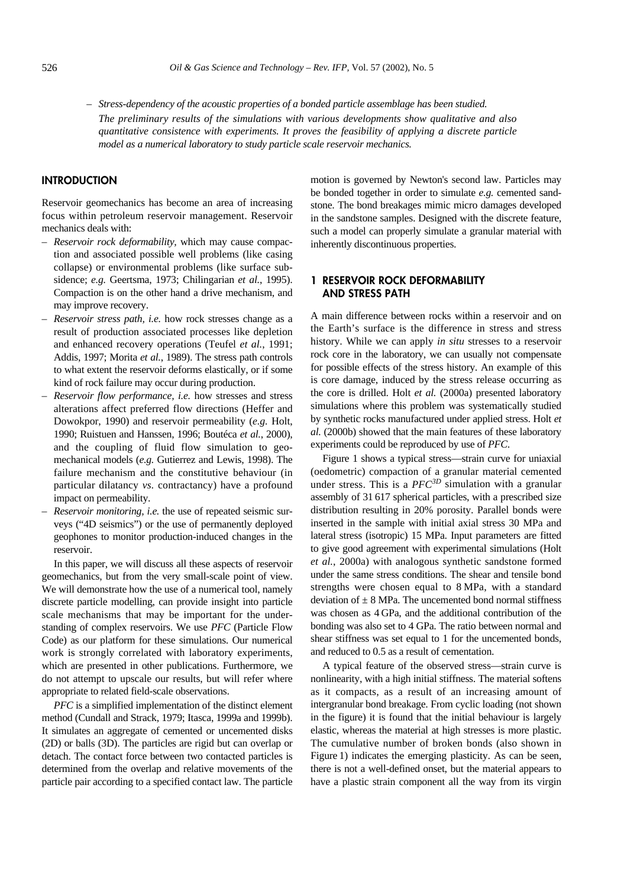– *Stress-dependency of the acoustic properties of a bonded particle assemblage has been studied.*

*The preliminary results of the simulations with various developments show qualitative and also quantitative consistence with experiments. It proves the feasibility of applying a discrete particle model as a numerical laboratory to study particle scale reservoir mechanics.*

## INTRODUCTION

Reservoir geomechanics has become an area of increasing focus within petroleum reservoir management. Reservoir mechanics deals with:

- *Reservoir rock deformability,* which may cause compaction and associated possible well problems (like casing collapse) or environmental problems (like surface subsidence; *e.g.* Geertsma, 1973; Chilingarian *et al.*, 1995). Compaction is on the other hand a drive mechanism, and may improve recovery.
- *Reservoir stress path, i.e.* how rock stresses change as a result of production associated processes like depletion and enhanced recovery operations (Teufel *et al.*, 1991; Addis, 1997; Morita *et al.*, 1989). The stress path controls to what extent the reservoir deforms elastically, or if some kind of rock failure may occur during production.
- *Reservoir flow performance, i.e.* how stresses and stress alterations affect preferred flow directions (Heffer and Dowokpor, 1990) and reservoir permeability (*e.g.* Holt, 1990; Ruistuen and Hanssen, 1996; Boutéca *et al.*, 2000), and the coupling of fluid flow simulation to geomechanical models (*e.g.* Gutierrez and Lewis, 1998). The failure mechanism and the constitutive behaviour (in particular dilatancy *vs.* contractancy) have a profound impact on permeability.
- *Reservoir monitoring, i.e.* the use of repeated seismic surveys ("4D seismics") or the use of permanently deployed geophones to monitor production-induced changes in the reservoir.

In this paper, we will discuss all these aspects of reservoir geomechanics, but from the very small-scale point of view. We will demonstrate how the use of a numerical tool, namely discrete particle modelling, can provide insight into particle scale mechanisms that may be important for the understanding of complex reservoirs. We use *PFC* (Particle Flow Code) as our platform for these simulations. Our numerical work is strongly correlated with laboratory experiments, which are presented in other publications. Furthermore, we do not attempt to upscale our results, but will refer where appropriate to related field-scale observations.

*PFC* is a simplified implementation of the distinct element method (Cundall and Strack, 1979; Itasca, 1999a and 1999b). It simulates an aggregate of cemented or uncemented disks (2D) or balls (3D). The particles are rigid but can overlap or detach. The contact force between two contacted particles is determined from the overlap and relative movements of the particle pair according to a specified contact law. The particle motion is governed by Newton's second law. Particles may be bonded together in order to simulate *e.g.* cemented sandstone. The bond breakages mimic micro damages developed in the sandstone samples. Designed with the discrete feature, such a model can properly simulate a granular material with inherently discontinuous properties.

## 1 RESERVOIR ROCK DEFORMABILITY AND STRESS PATH

A main difference between rocks within a reservoir and on the Earth's surface is the difference in stress and stress history. While we can apply *in situ* stresses to a reservoir rock core in the laboratory, we can usually not compensate for possible effects of the stress history. An example of this is core damage, induced by the stress release occurring as the core is drilled. Holt *et al.* (2000a) presented laboratory simulations where this problem was systematically studied by synthetic rocks manufactured under applied stress. Holt *et al.* (2000b) showed that the main features of these laboratory experiments could be reproduced by use of *PFC*.

Figure 1 shows a typical stress—strain curve for uniaxial (oedometric) compaction of a granular material cemented under stress. This is a $PFC^{3D}$ simulation with a granular assembly of 31 617 spherical particles, with a prescribed size distribution resulting in 20% porosity. Parallel bonds were inserted in the sample with initial axial stress 30 MPa and lateral stress (isotropic) 15 MPa. Input parameters are fitted to give good agreement with experimental simulations (Holt *et al.*, 2000a) with analogous synthetic sandstone formed under the same stress conditions. The shear and tensile bond strengths were chosen equal to 8 MPa, with a standard deviation of ± 8 MPa. The uncemented bond normal stiffness was chosen as 4 GPa, and the additional contribution of the bonding was also set to 4 GPa. The ratio between normal and shear stiffness was set equal to 1 for the uncemented bonds, and reduced to 0.5 as a result of cementation.

A typical feature of the observed stress—strain curve is nonlinearity, with a high initial stiffness. The material softens as it compacts, as a result of an increasing amount of intergranular bond breakage. From cyclic loading (not shown in the figure) it is found that the initial behaviour is largely elastic, whereas the material at high stresses is more plastic. The cumulative number of broken bonds (also shown in Figure 1) indicates the emerging plasticity. As can be seen, there is not a well-defined onset, but the material appears to have a plastic strain component all the way from its virgin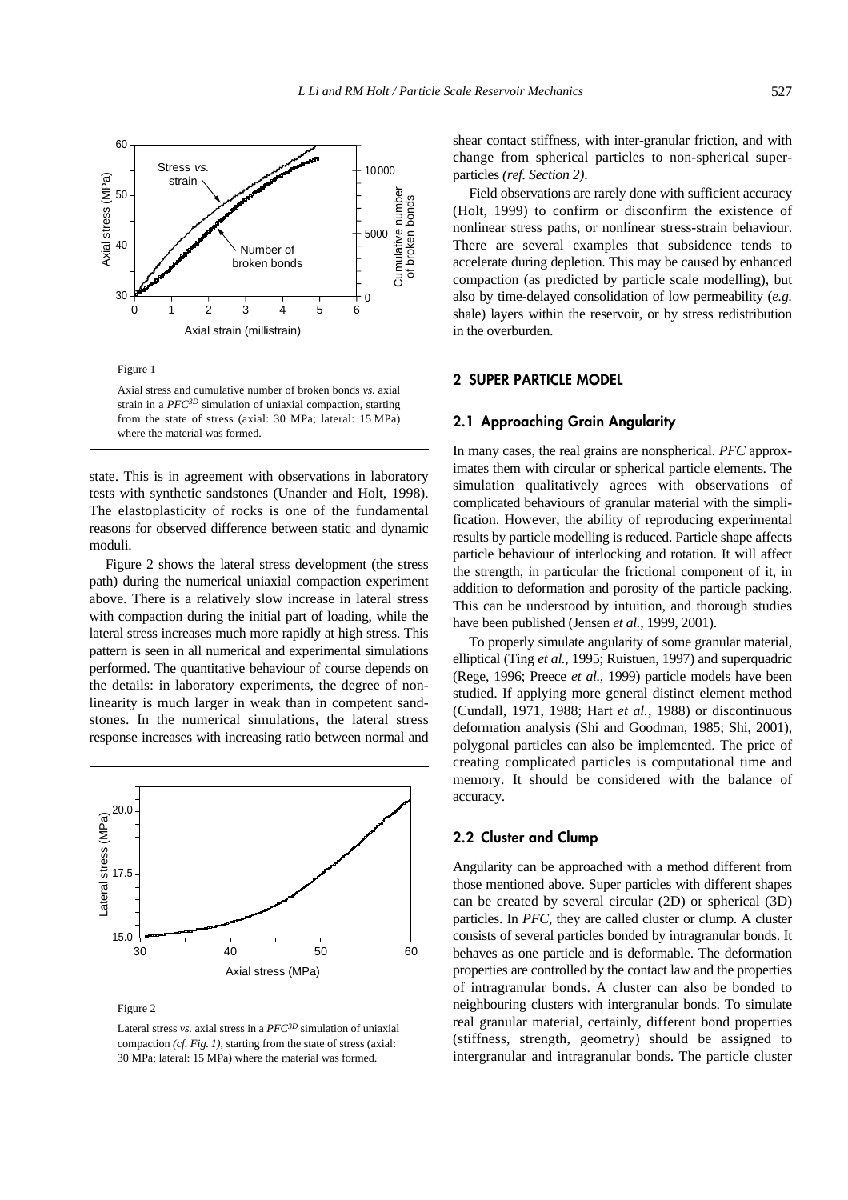Figure 1

Axial stress and cumulative number of broken bonds *vs.* axial strain in a $PFC^{3D}$ simulation of uniaxial compaction, starting from the state of stress (axial: 30 MPa; lateral: 15 MPa) where the material was formed.

state. This is in agreement with observations in laboratory tests with synthetic sandstones (Unander and Holt, 1998). The elastoplasticity of rocks is one of the fundamental reasons for observed difference between static and dynamic moduli.

Figure 2 shows the lateral stress development (the stress path) during the numerical uniaxial compaction experiment above. There is a relatively slow increase in lateral stress with compaction during the initial part of loading, while the lateral stress increases much more rapidly at high stress. This pattern is seen in all numerical and experimental simulations performed. The quantitative behaviour of course depends on the details: in laboratory experiments, the degree of non-linearity is much larger in weak than in competent sandstones. In the numerical simulations, the lateral stress response increases with increasing ratio between normal and shear contact stiffness, with inter-granular friction, and with change from spherical particles to non-spherical super-particles *(ref. Section 2)*.

Figure 2

Lateral stress *vs.* axial stress in a $PFC^{3D}$ simulation of uniaxial compaction *(cf. Fig. 1)*, starting from the state of stress (axial: 30 MPa; lateral: 15 MPa) where the material was formed.

Field observations are rarely done with sufficient accuracy (Holt, 1999) to confirm or disconfirm the existence of nonlinear stress paths, or nonlinear stress-strain behaviour. There are several examples that subsidence tends to accelerate during depletion. This may be caused by enhanced compaction (as predicted by particle scale modelling), but also by time-delayed consolidation of low permeability (*e.g.* shale) layers within the reservoir, or by stress redistribution in the overburden.

## 2 SUPER PARTICLE MODEL

### 2.1 Approaching Grain Angularity

In many cases, the real grains are nonspherical. *PFC* approximates them with circular or spherical particle elements. The simulation qualitatively agrees with observations of complicated behaviours of granular material with the simplification. However, the ability of reproducing experimental results by particle modelling is reduced. Particle shape affects particle behaviour of interlocking and rotation. It will affect the strength, in particular the frictional component of it, in addition to deformation and porosity of the particle packing. This can be understood by intuition, and thorough studies have been published (Jensen *et al.*, 1999, 2001).

To properly simulate angularity of some granular material, elliptical (Ting *et al.*, 1995; Ruistuen, 1997) and superquadric (Rege, 1996; Preece *et al.*, 1999) particle models have been studied. If applying more general distinct element method (Cundall, 1971, 1988; Hart *et al.*, 1988) or discontinuous deformation analysis (Shi and Goodman, 1985; Shi, 2001), polygonal particles can also be implemented. The price of creating complicated particles is computational time and memory. It should be considered with the balance of accuracy.

### 2.2 Cluster and Clump

Angularity can be approached with a method different from those mentioned above. Super particles with different shapes can be created by several circular (2D) or spherical (3D) particles. In *PFC*, they are called cluster or clump. A cluster consists of several particles bonded by intragranular bonds. It behaves as one particle and is deformable. The deformation properties are controlled by the contact law and the properties of intragranular bonds. A cluster can also be bonded to neighbouring clusters with intergranular bonds. To simulate real granular material, certainly, different bond properties (stiffness, strength, geometry) should be assigned to intergranular and intragranular bonds. The particle cluster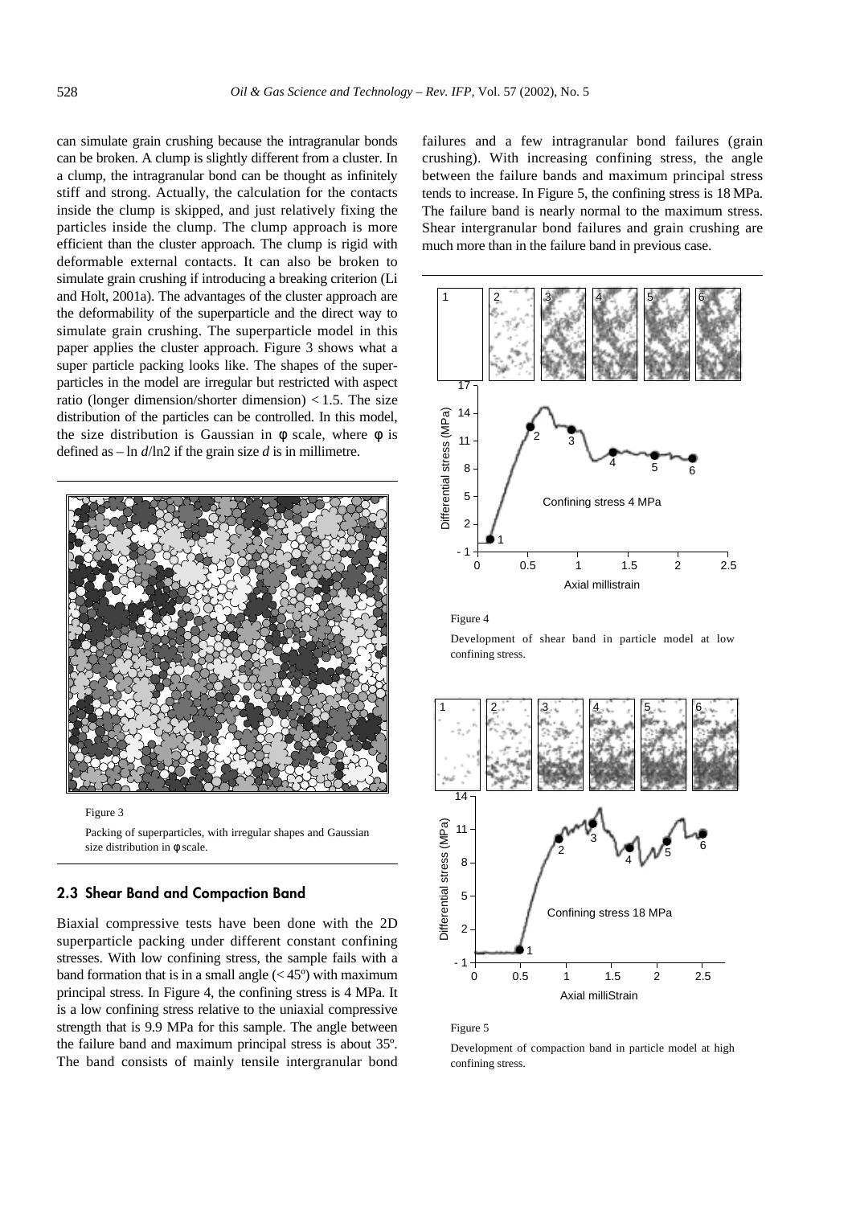can simulate grain crushing because the intragranular bonds can be broken. A clump is slightly different from a cluster. In a clump, the intragranular bond can be thought as infinitely stiff and strong. Actually, the calculation for the contacts inside the clump is skipped, and just relatively fixing the particles inside the clump. The clump approach is more efficient than the cluster approach. The clump is rigid with deformable external contacts. It can also be broken to simulate grain crushing if introducing a breaking criterion (Li and Holt, 2001a). The advantages of the cluster approach are the deformability of the superparticle and the direct way to simulate grain crushing. The superparticle model in this paper applies the cluster approach. Figure 3 shows what a super particle packing looks like. The shapes of the superparticles in the model are irregular but restricted with aspect ratio (longer dimension/shorter dimension) < 1.5. The size distribution of the particles can be controlled. In this model, the size distribution is Gaussian in $\phi$ scale, where $\phi$ is defined as $-\ln d/\ln 2$ if the grain size $d$ is in millimetre.

Figure 3

Packing of superparticles, with irregular shapes and Gaussian size distribution in $\phi$ scale.

## 2.3 Shear Band and Compaction Band

Biaxial compressive tests have been done with the 2D superparticle packing under different constant confining stresses. With low confining stress, the sample fails with a band formation that is in a small angle (< 45º) with maximum principal stress. In Figure 4, the confining stress is 4 MPa. It is a low confining stress relative to the uniaxial compressive strength that is 9.9 MPa for this sample. The angle between the failure band and maximum principal stress is about 35º. The band consists of mainly tensile intergranular bond failures and a few intragranular bond failures (grain crushing). With increasing confining stress, the angle between the failure bands and maximum principal stress tends to increase. In Figure 5, the confining stress is 18 MPa. The failure band is nearly normal to the maximum stress. Shear intergranular bond failures and grain crushing are much more than in the failure band in previous case.

Figure 4

Development of shear band in particle model at low confining stress.

Figure 5

Development of compaction band in particle model at high confining stress.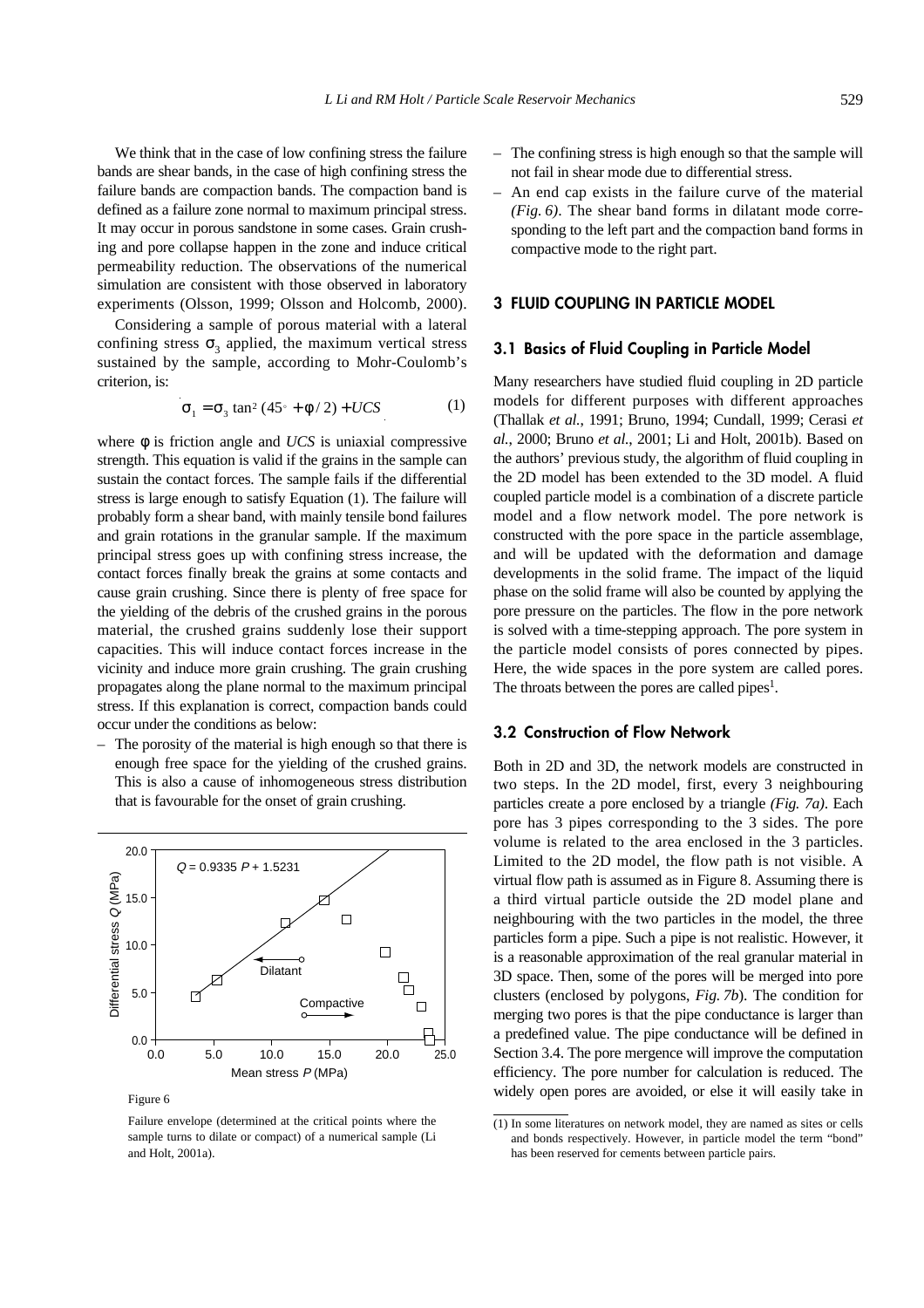We think that in the case of low confining stress the failure bands are shear bands, in the case of high confining stress the failure bands are compaction bands. The compaction band is defined as a failure zone normal to maximum principal stress. It may occur in porous sandstone in some cases. Grain crushing and pore collapse happen in the zone and induce critical permeability reduction. The observations of the numerical simulation are consistent with those observed in laboratory experiments (Olsson, 1999; Olsson and Holcomb, 2000).

Considering a sample of porous material with a lateral confining stress $\sigma_3$ applied, the maximum vertical stress sustained by the sample, according to Mohr-Coulomb's criterion, is:

$$\sigma_1 = \sigma_3 \tan^2 (45^\circ + \phi / 2) + UCS \tag{1}$$

where $\phi$ is friction angle and *UCS* is uniaxial compressive strength. This equation is valid if the grains in the sample can sustain the contact forces. The sample fails if the differential stress is large enough to satisfy Equation (1). The failure will probably form a shear band, with mainly tensile bond failures and grain rotations in the granular sample. If the maximum principal stress goes up with confining stress increase, the contact forces finally break the grains at some contacts and cause grain crushing. Since there is plenty of free space for the yielding of the debris of the crushed grains in the porous material, the crushed grains suddenly lose their support capacities. This will induce contact forces increase in the vicinity and induce more grain crushing. The grain crushing propagates along the plane normal to the maximum principal stress. If this explanation is correct, compaction bands could occur under the conditions as below:

- The porosity of the material is high enough so that there is enough free space for the yielding of the crushed grains. This is also a cause of inhomogeneous stress distribution that is favourable for the onset of grain crushing.
- The confining stress is high enough so that the sample will not fail in shear mode due to differential stress.
- An end cap exists in the failure curve of the material *(Fig. 6)*. The shear band forms in dilatant mode corresponding to the left part and the compaction band forms in compactive mode to the right part.

Figure 6

Failure envelope (determined at the critical points where the sample turns to dilate or compact) of a numerical sample (Li and Holt, 2001a).

## 3 FLUID COUPLING IN PARTICLE MODEL

### 3.1 Basics of Fluid Coupling in Particle Model

Many researchers have studied fluid coupling in 2D particle models for different purposes with different approaches (Thallak *et al.*, 1991; Bruno, 1994; Cundall, 1999; Cerasi *et al.*, 2000; Bruno *et al.*, 2001; Li and Holt, 2001b). Based on the authors' previous study, the algorithm of fluid coupling in the 2D model has been extended to the 3D model. A fluid coupled particle model is a combination of a discrete particle model and a flow network model. The pore network is constructed with the pore space in the particle assemblage, and will be updated with the deformation and damage developments in the solid frame. The impact of the liquid phase on the solid frame will also be counted by applying the pore pressure on the particles. The flow in the pore network is solved with a time-stepping approach. The pore system in the particle model consists of pores connected by pipes. Here, the wide spaces in the pore system are called pores. The throats between the pores are called pipes[1].

### 3.2 Construction of Flow Network

Both in 2D and 3D, the network models are constructed in two steps. In the 2D model, first, every 3 neighbouring particles create a pore enclosed by a triangle *(Fig. 7a)*. Each pore has 3 pipes corresponding to the 3 sides. The pore volume is related to the area enclosed in the 3 particles. Limited to the 2D model, the flow path is not visible. A virtual flow path is assumed as in Figure 8. Assuming there is a third virtual particle outside the 2D model plane and neighbouring with the two particles in the model, the three particles form a pipe. Such a pipe is not realistic. However, it is a reasonable approximation of the real granular material in 3D space. Then, some of the pores will be merged into pore clusters (enclosed by polygons, *Fig. 7b*). The condition for merging two pores is that the pipe conductance is larger than a predefined value. The pipe conductance will be defined in Section 3.4. The pore mergence will improve the computation efficiency. The pore number for calculation is reduced. The widely open pores are avoided, or else it will easily take in

(1) In some literatures on network model, they are named as sites or cells and bonds respectively. However, in particle model the term "bond" has been reserved for cements between particle pairs.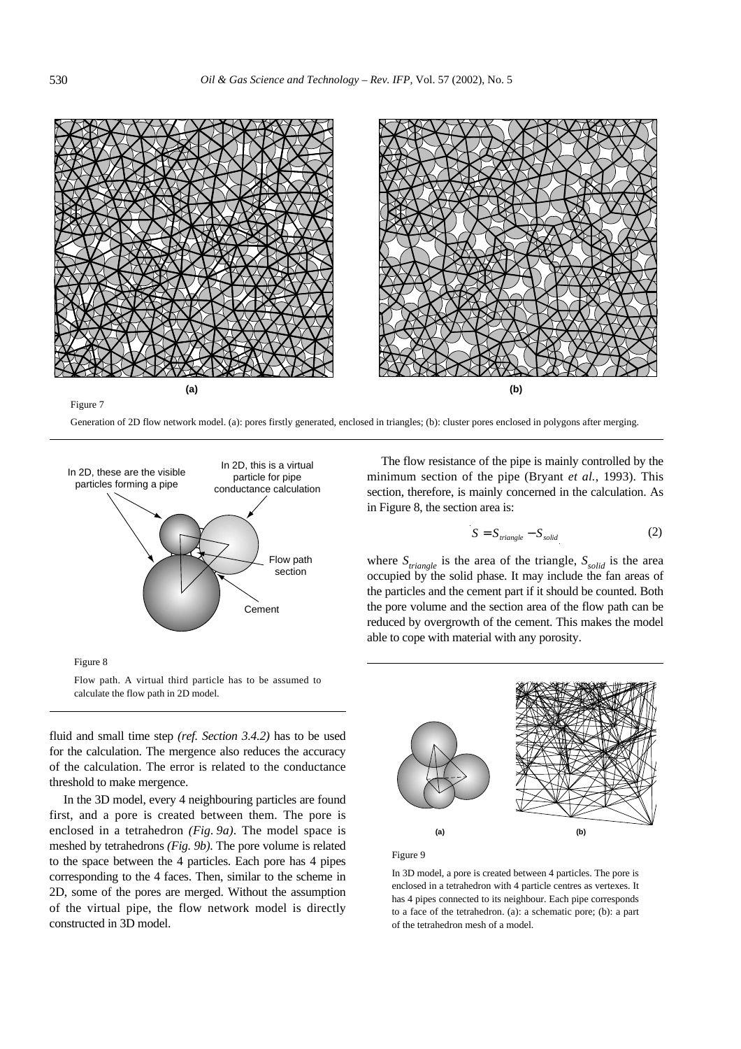Figure 7

Generation of 2D flow network model. (a): pores firstly generated, enclosed in triangles; (b): cluster pores enclosed in polygons after merging.

Figure 8

Flow path. A virtual third particle has to be assumed to calculate the flow path in 2D model.

fluid and small time step *(ref. Section 3.4.2)* has to be used for the calculation. The mergence also reduces the accuracy of the calculation. The error is related to the conductance threshold to make mergence.

In the 3D model, every 4 neighbouring particles are found first, and a pore is created between them. The pore is enclosed in a tetrahedron *(Fig. 9a)*. The model space is meshed by tetrahedrons *(Fig. 9b)*. The pore volume is related to the space between the 4 particles. Each pore has 4 pipes corresponding to the 4 faces. Then, similar to the scheme in 2D, some of the pores are merged. Without the assumption of the virtual pipe, the flow network model is directly constructed in 3D model.

The flow resistance of the pipe is mainly controlled by the minimum section of the pipe (Bryant *et al.*, 1993). This section, therefore, is mainly concerned in the calculation. As in Figure 8, the section area is:

$$S = S_{triangle} - S_{solid} \tag{2}$$

where $S_{triangle}$ is the area of the triangle, $S_{solid}$ is the area occupied by the solid phase. It may include the fan areas of the particles and the cement part if it should be counted. Both the pore volume and the section area of the flow path can be reduced by overgrowth of the cement. This makes the model able to cope with material with any porosity.

Figure 9

In 3D model, a pore is created between 4 particles. The pore is enclosed in a tetrahedron with 4 particle centres as vertexes. It has 4 pipes connected to its neighbour. Each pipe corresponds to a face of the tetrahedron. (a): a schematic pore; (b): a part of the tetrahedron mesh of a model.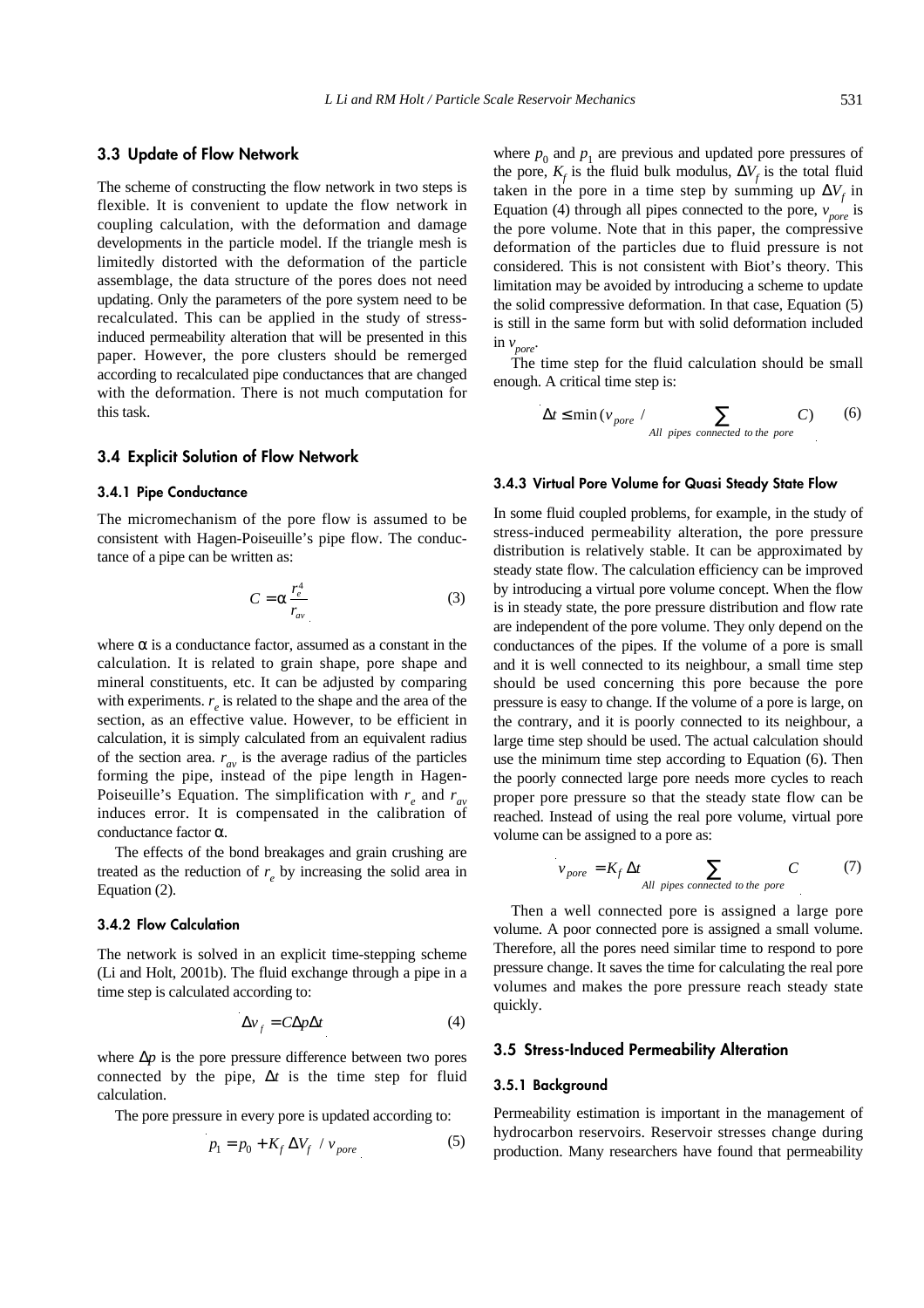### 3.3 Update of Flow Network

The scheme of constructing the flow network in two steps is flexible. It is convenient to update the flow network in coupling calculation, with the deformation and damage developments in the particle model. If the triangle mesh is limitedly distorted with the deformation of the particle assemblage, the data structure of the pores does not need updating. Only the parameters of the pore system need to be recalculated. This can be applied in the study of stress-induced permeability alteration that will be presented in this paper. However, the pore clusters should be remerged according to recalculated pipe conductances that are changed with the deformation. There is not much computation for this task.

### 3.4 Explicit Solution of Flow Network

#### 3.4.1 Pipe Conductance

The micromechanism of the pore flow is assumed to be consistent with Hagen-Poiseuille's pipe flow. The conductance of a pipe can be written as:

$$C = \alpha \frac{r_e^4}{r_{av}} \tag{3}$$

where $\alpha$ is a conductance factor, assumed as a constant in the calculation. It is related to grain shape, pore shape and mineral constituents, etc. It can be adjusted by comparing with experiments. $r_e$ is related to the shape and the area of the section, as an effective value. However, to be efficient in calculation, it is simply calculated from an equivalent radius of the section area. $r_{av}$ is the average radius of the particles forming the pipe, instead of the pipe length in Hagen-Poiseuille's Equation. The simplification with $r_e$ and $r_{av}$ induces error. It is compensated in the calibration of conductance factor $\alpha$.

The effects of the bond breakages and grain crushing are treated as the reduction of $r_e$ by increasing the solid area in Equation (2).

#### 3.4.2 Flow Calculation

The network is solved in an explicit time-stepping scheme (Li and Holt, 2001b). The fluid exchange through a pipe in a time step is calculated according to:

$$\Delta v_f = C \Delta p \Delta t \tag{4}$$

where $\Delta p$ is the pore pressure difference between two pores connected by the pipe, $\Delta t$ is the time step for fluid calculation.

The pore pressure in every pore is updated according to:

$$p_1 = p_0 + K_f \, \Delta V_f \; / \; v_{pore} \tag{5}$$

where $p_0$ and $p_1$ are previous and updated pore pressures of the pore, $K_f$ is the fluid bulk modulus, $\Delta V_f$ is the total fluid taken in the pore in a time step by summing up $\Delta V_f$ in Equation (4) through all pipes connected to the pore, $v_{pore}$ is the pore volume. Note that in this paper, the compressive deformation of the particles due to fluid pressure is not considered. This is not consistent with Biot's theory. This limitation may be avoided by introducing a scheme to update the solid compressive deformation. In that case, Equation (5) is still in the same form but with solid deformation included in $v_{pore}$.

The time step for the fluid calculation should be small enough. A critical time step is:

$$\Delta t \le \min \left( v_{pore} \; / \sum_{All \;\; pipes \;\; connected \; to \; the \;\; pore} C \right) \tag{6}$$

#### 3.4.3 Virtual Pore Volume for Quasi Steady State Flow

In some fluid coupled problems, for example, in the study of stress-induced permeability alteration, the pore pressure distribution is relatively stable. It can be approximated by steady state flow. The calculation efficiency can be improved by introducing a virtual pore volume concept. When the flow is in steady state, the pore pressure distribution and flow rate are independent of the pore volume. They only depend on the conductances of the pipes. If the volume of a pore is small and it is well connected to its neighbour, a small time step should be used concerning this pore because the pore pressure is easy to change. If the volume of a pore is large, on the contrary, and it is poorly connected to its neighbour, a large time step should be used. The actual calculation should use the minimum time step according to Equation (6). Then the poorly connected large pore needs more cycles to reach proper pore pressure so that the steady state flow can be reached. Instead of using the real pore volume, virtual pore volume can be assigned to a pore as:

$$v_{pore} = K_f \, \Delta t \sum_{All \;\; pipes \;\; connected \; to \; the \;\; pore} C \tag{7}$$

Then a well connected pore is assigned a large pore volume. A poor connected pore is assigned a small volume. Therefore, all the pores need similar time to respond to pore pressure change. It saves the time for calculating the real pore volumes and makes the pore pressure reach steady state quickly.

### 3.5 Stress-Induced Permeability Alteration

#### 3.5.1 Background

Permeability estimation is important in the management of hydrocarbon reservoirs. Reservoir stresses change during production. Many researchers have found that permeability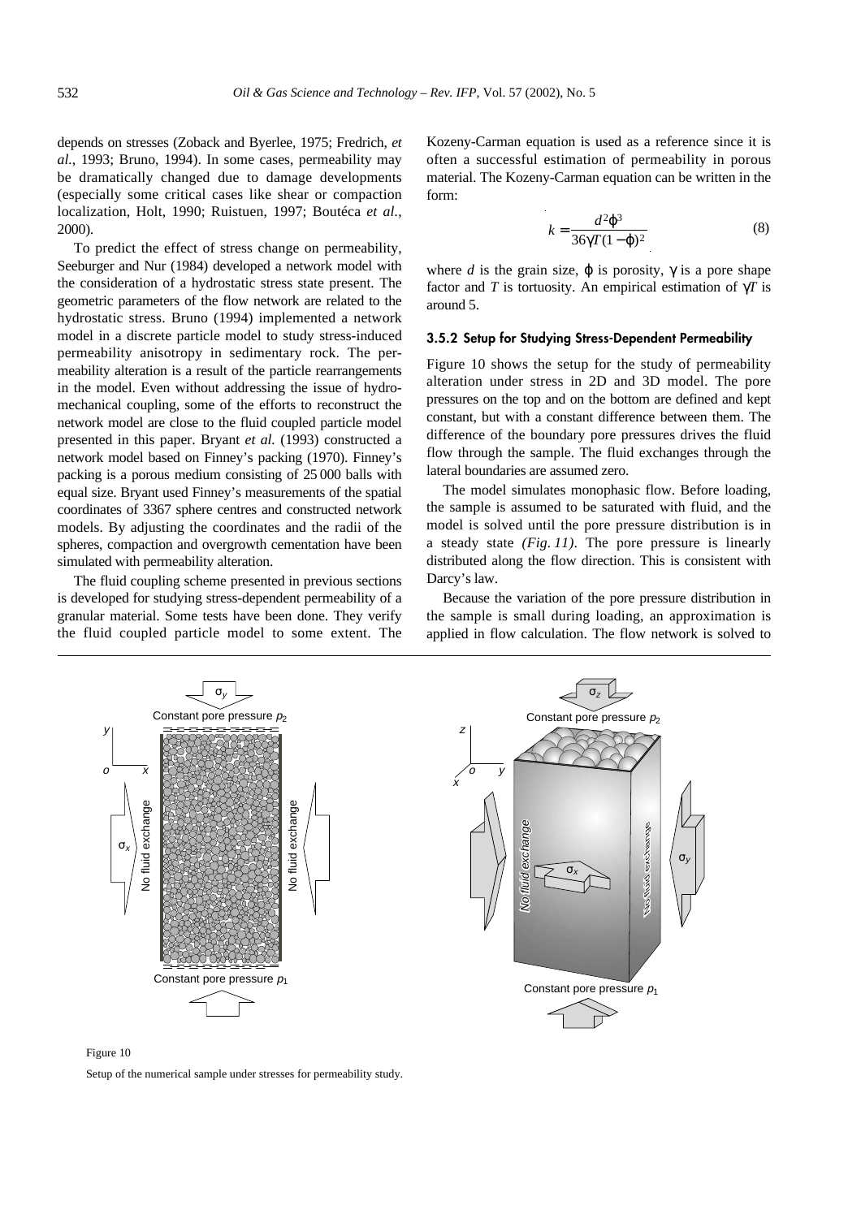depends on stresses (Zoback and Byerlee, 1975; Fredrich, *et al.*, 1993; Bruno, 1994). In some cases, permeability may be dramatically changed due to damage developments (especially some critical cases like shear or compaction localization, Holt, 1990; Ruistuen, 1997; Boutéca *et al.*, 2000).

To predict the effect of stress change on permeability, Seeburger and Nur (1984) developed a network model with the consideration of a hydrostatic stress state present. The geometric parameters of the flow network are related to the hydrostatic stress. Bruno (1994) implemented a network model in a discrete particle model to study stress-induced permeability anisotropy in sedimentary rock. The permeability alteration is a result of the particle rearrangements in the model. Even without addressing the issue of hydro-mechanical coupling, some of the efforts to reconstruct the network model are close to the fluid coupled particle model presented in this paper. Bryant *et al.* (1993) constructed a network model based on Finney's packing (1970). Finney's packing is a porous medium consisting of 25 000 balls with equal size. Bryant used Finney's measurements of the spatial coordinates of 3367 sphere centres and constructed network models. By adjusting the coordinates and the radii of the spheres, compaction and overgrowth cementation have been simulated with permeability alteration.

The fluid coupling scheme presented in previous sections is developed for studying stress-dependent permeability of a granular material. Some tests have been done. They verify the fluid coupled particle model to some extent. The Kozeny-Carman equation is used as a reference since it is often a successful estimation of permeability in porous material. The Kozeny-Carman equation can be written in the form:

$$k = \frac{d^2 \varphi^3}{36 \gamma T (1 - \varphi)^2} \tag{8}$$

where $d$ is the grain size, $\varphi$ is porosity, $\gamma$ is a pore shape factor and $T$ is tortuosity. An empirical estimation of $\gamma T$ is around 5.

#### 3.5.2 Setup for Studying Stress-Dependent Permeability

Figure 10 shows the setup for the study of permeability alteration under stress in 2D and 3D model. The pore pressures on the top and on the bottom are defined and kept constant, but with a constant difference between them. The difference of the boundary pore pressures drives the fluid flow through the sample. The fluid exchanges through the lateral boundaries are assumed zero.

The model simulates monophasic flow. Before loading, the sample is assumed to be saturated with fluid, and the model is solved until the pore pressure distribution is in a steady state *(Fig. 11)*. The pore pressure is linearly distributed along the flow direction. This is consistent with Darcy's law.

Because the variation of the pore pressure distribution in the sample is small during loading, an approximation is applied in flow calculation. The flow network is solved to

Figure 10

Setup of the numerical sample under stresses for permeability study.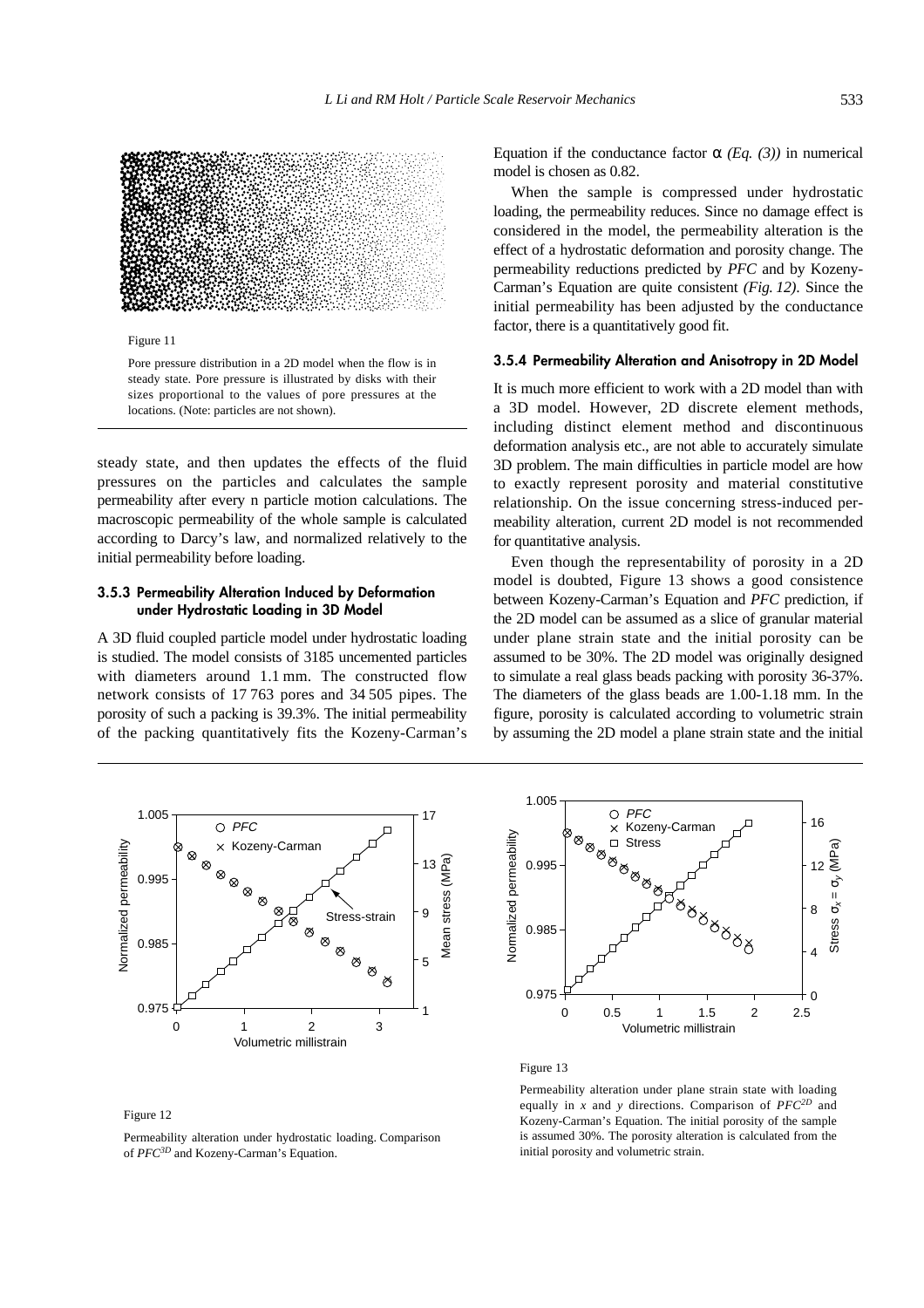Figure 11

Pore pressure distribution in a 2D model when the flow is in steady state. Pore pressure is illustrated by disks with their sizes proportional to the values of pore pressures at the locations. (Note: particles are not shown).

steady state, and then updates the effects of the fluid pressures on the particles and calculates the sample permeability after every n particle motion calculations. The macroscopic permeability of the whole sample is calculated according to Darcy's law, and normalized relatively to the initial permeability before loading.

### 3.5.3 Permeability Alteration Induced by Deformation under Hydrostatic Loading in 3D Model

A 3D fluid coupled particle model under hydrostatic loading is studied. The model consists of 3185 uncemented particles with diameters around 1.1 mm. The constructed flow network consists of 17 763 pores and 34 505 pipes. The porosity of such a packing is 39.3%. The initial permeability of the packing quantitatively fits the Kozeny-Carman's Equation if the conductance factor $\alpha$ *(Eq. (3))* in numerical model is chosen as 0.82.

When the sample is compressed under hydrostatic loading, the permeability reduces. Since no damage effect is considered in the model, the permeability alteration is the effect of a hydrostatic deformation and porosity change. The permeability reductions predicted by *PFC* and by Kozeny-Carman's Equation are quite consistent *(Fig. 12)*. Since the initial permeability has been adjusted by the conductance factor, there is a quantitatively good fit.

### 3.5.4 Permeability Alteration and Anisotropy in 2D Model

It is much more efficient to work with a 2D model than with a 3D model. However, 2D discrete element methods, including distinct element method and discontinuous deformation analysis etc., are not able to accurately simulate 3D problem. The main difficulties in particle model are how to exactly represent porosity and material constitutive relationship. On the issue concerning stress-induced permeability alteration, current 2D model is not recommended for quantitative analysis.

Even though the representability of porosity in a 2D model is doubted, Figure 13 shows a good consistence between Kozeny-Carman's Equation and *PFC* prediction, if the 2D model can be assumed as a slice of granular material under plane strain state and the initial porosity can be assumed to be 30%. The 2D model was originally designed to simulate a real glass beads packing with porosity 36-37%. The diameters of the glass beads are 1.00-1.18 mm. In the figure, porosity is calculated according to volumetric strain by assuming the 2D model a plane strain state and the initial

Figure 12

Permeability alteration under hydrostatic loading. Comparison of $PFC^{3D}$ and Kozeny-Carman's Equation.

Figure 13

Permeability alteration under plane strain state with loading equally in *x* and *y* directions. Comparison of $PFC^{2D}$ and Kozeny-Carman's Equation. The initial porosity of the sample is assumed 30%. The porosity alteration is calculated from the initial porosity and volumetric strain.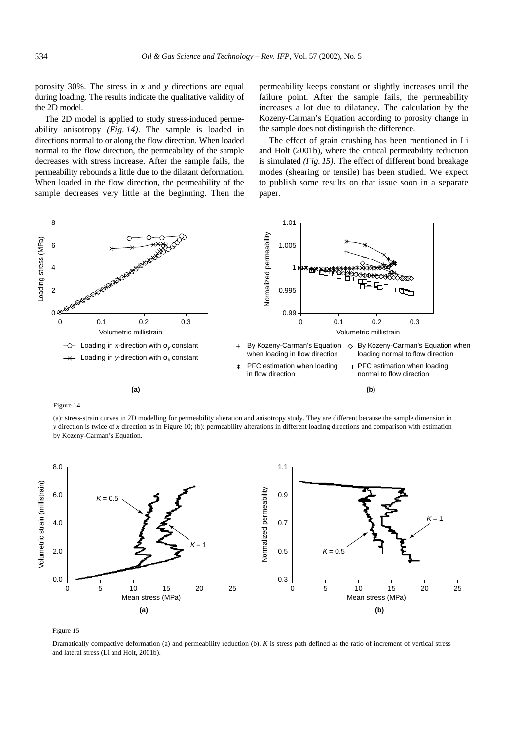porosity 30%. The stress in $x$ and $y$ directions are equal during loading. The results indicate the qualitative validity of the 2D model.

The 2D model is applied to study stress-induced permeability anisotropy *(Fig. 14)*. The sample is loaded in directions normal to or along the flow direction. When loaded normal to the flow direction, the permeability of the sample decreases with stress increase. After the sample fails, the permeability rebounds a little due to the dilatant deformation. When loaded in the flow direction, the permeability of the sample decreases very little at the beginning. Then the permeability keeps constant or slightly increases until the failure point. After the sample fails, the permeability increases a lot due to dilatancy. The calculation by the Kozeny-Carman's Equation according to porosity change in the sample does not distinguish the difference.

The effect of grain crushing has been mentioned in Li and Holt (2001b), where the critical permeability reduction is simulated *(Fig. 15)*. The effect of different bond breakage modes (shearing or tensile) has been studied. We expect to publish some results on that issue soon in a separate paper.

Figure 14

(a): stress-strain curves in 2D modelling for permeability alteration and anisotropy study. They are different because the sample dimension in $y$ direction is twice of $x$ direction as in Figure 10; (b): permeability alterations in different loading directions and comparison with estimation by Kozeny-Carman's Equation.

Figure 15

Dramatically compactive deformation (a) and permeability reduction (b). $K$ is stress path defined as the ratio of increment of vertical stress and lateral stress (Li and Holt, 2001b).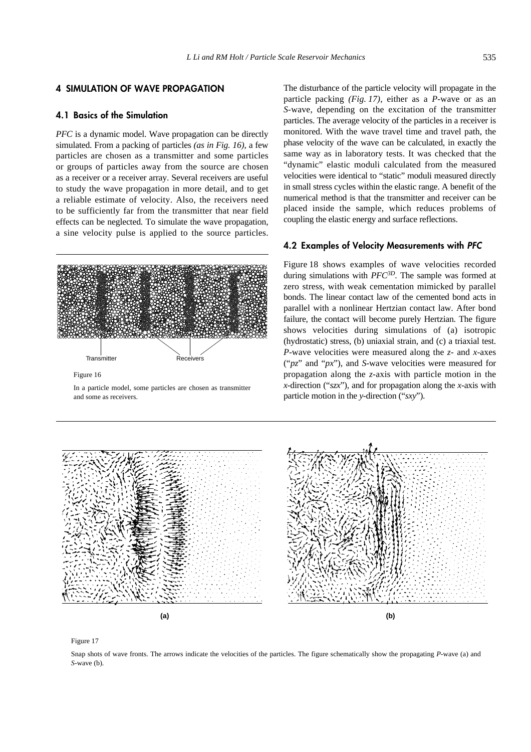## 4 SIMULATION OF WAVE PROPAGATION

### 4.1 Basics of the Simulation

*PFC* is a dynamic model. Wave propagation can be directly simulated. From a packing of particles *(as in Fig. 16)*, a few particles are chosen as a transmitter and some particles or groups of particles away from the source are chosen as a receiver or a receiver array. Several receivers are useful to study the wave propagation in more detail, and to get a reliable estimate of velocity. Also, the receivers need to be sufficiently far from the transmitter that near field effects can be neglected. To simulate the wave propagation, a sine velocity pulse is applied to the source particles.

Figure 16

In a particle model, some particles are chosen as transmitter and some as receivers.

The disturbance of the particle velocity will propagate in the particle packing *(Fig. 17)*, either as a *P*-wave or as an *S*-wave, depending on the excitation of the transmitter particles. The average velocity of the particles in a receiver is monitored. With the wave travel time and travel path, the phase velocity of the wave can be calculated, in exactly the same way as in laboratory tests. It was checked that the "dynamic" elastic moduli calculated from the measured velocities were identical to "static" moduli measured directly in small stress cycles within the elastic range. A benefit of the numerical method is that the transmitter and receiver can be placed inside the sample, which reduces problems of coupling the elastic energy and surface reflections.

### 4.2 Examples of Velocity Measurements with *PFC*

Figure 18 shows examples of wave velocities recorded during simulations with $PFC^{3D}$. The sample was formed at zero stress, with weak cementation mimicked by parallel bonds. The linear contact law of the cemented bond acts in parallel with a nonlinear Hertzian contact law. After bond failure, the contact will become purely Hertzian. The figure shows velocities during simulations of (a) isotropic (hydrostatic) stress, (b) uniaxial strain, and (c) a triaxial test. *P*-wave velocities were measured along the *z*- and *x*-axes ("*pz*" and "*px*"), and *S*-wave velocities were measured for propagation along the *z*-axis with particle motion in the *x*-direction ("*szx*"), and for propagation along the *x*-axis with particle motion in the *y*-direction ("*sxy*").

Figure 17

Snap shots of wave fronts. The arrows indicate the velocities of the particles. The figure schematically show the propagating *P*-wave (a) and *S*-wave (b).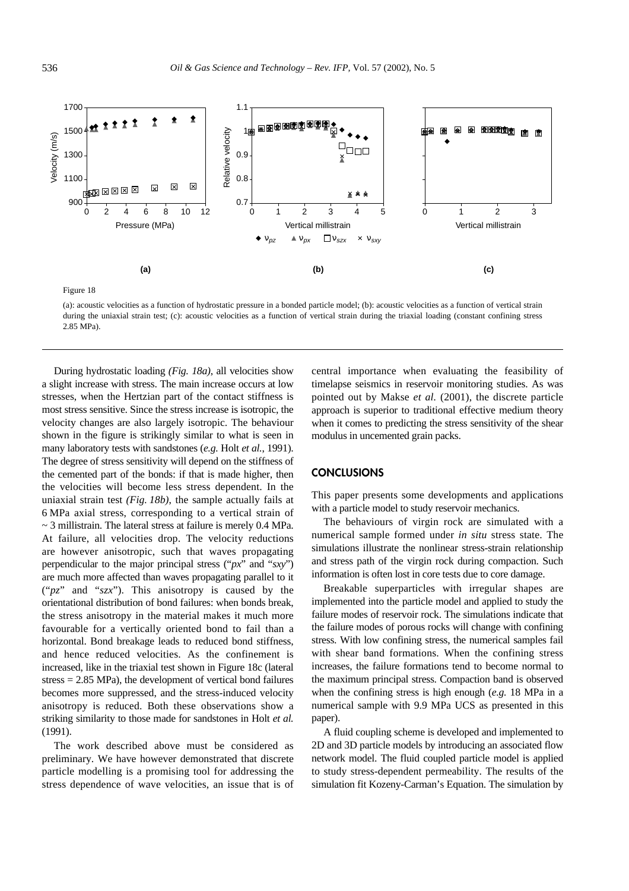1700
1500
1300
1100
900
Velocity (m/s)
0 2 4 6 8 10 12
Pressure (MPa)

1.1
1
0.9
0.8
0.7
Relative velocity
0 1 2 3 4 5
Vertical millistrain

0 1 2 3
Vertical millistrain

◆ $\nu_{pz}$ ▲ $\nu_{px}$ □ $\nu_{szx}$ × $\nu_{sxy}$

(a) (b) (c)

Figure 18

(a): acoustic velocities as a function of hydrostatic pressure in a bonded particle model; (b): acoustic velocities as a function of vertical strain during the uniaxial strain test; (c): acoustic velocities as a function of vertical strain during the triaxial loading (constant confining stress 2.85 MPa).

During hydrostatic loading *(Fig. 18a)*, all velocities show a slight increase with stress. The main increase occurs at low stresses, when the Hertzian part of the contact stiffness is most stress sensitive. Since the stress increase is isotropic, the velocity changes are also largely isotropic. The behaviour shown in the figure is strikingly similar to what is seen in many laboratory tests with sandstones (*e.g.* Holt *et al.*, 1991). The degree of stress sensitivity will depend on the stiffness of the cemented part of the bonds: if that is made higher, then the velocities will become less stress dependent. In the uniaxial strain test *(Fig. 18b)*, the sample actually fails at 6 MPa axial stress, corresponding to a vertical strain of ~ 3 millistrain. The lateral stress at failure is merely 0.4 MPa. At failure, all velocities drop. The velocity reductions are however anisotropic, such that waves propagating perpendicular to the major principal stress ("*px*" and "*sxy*") are much more affected than waves propagating parallel to it ("*pz*" and "*szx*"). This anisotropy is caused by the orientational distribution of bond failures: when bonds break, the stress anisotropy in the material makes it much more favourable for a vertically oriented bond to fail than a horizontal. Bond breakage leads to reduced bond stiffness, and hence reduced velocities. As the confinement is increased, like in the triaxial test shown in Figure 18c (lateral stress = 2.85 MPa), the development of vertical bond failures becomes more suppressed, and the stress-induced velocity anisotropy is reduced. Both these observations show a striking similarity to those made for sandstones in Holt *et al.* (1991).

The work described above must be considered as preliminary. We have however demonstrated that discrete particle modelling is a promising tool for addressing the stress dependence of wave velocities, an issue that is of central importance when evaluating the feasibility of timelapse seismics in reservoir monitoring studies. As was pointed out by Makse *et al.* (2001), the discrete particle approach is superior to traditional effective medium theory when it comes to predicting the stress sensitivity of the shear modulus in uncemented grain packs.

## CONCLUSIONS

This paper presents some developments and applications with a particle model to study reservoir mechanics.

The behaviours of virgin rock are simulated with a numerical sample formed under *in situ* stress state. The simulations illustrate the nonlinear stress-strain relationship and stress path of the virgin rock during compaction. Such information is often lost in core tests due to core damage.

Breakable superparticles with irregular shapes are implemented into the particle model and applied to study the failure modes of reservoir rock. The simulations indicate that the failure modes of porous rocks will change with confining stress. With low confining stress, the numerical samples fail with shear band formations. When the confining stress increases, the failure formations tend to become normal to the maximum principal stress. Compaction band is observed when the confining stress is high enough (*e.g.* 18 MPa in a numerical sample with 9.9 MPa UCS as presented in this paper).

A fluid coupling scheme is developed and implemented to 2D and 3D particle models by introducing an associated flow network model. The fluid coupled particle model is applied to study stress-dependent permeability. The results of the simulation fit Kozeny-Carman's Equation. The simulation by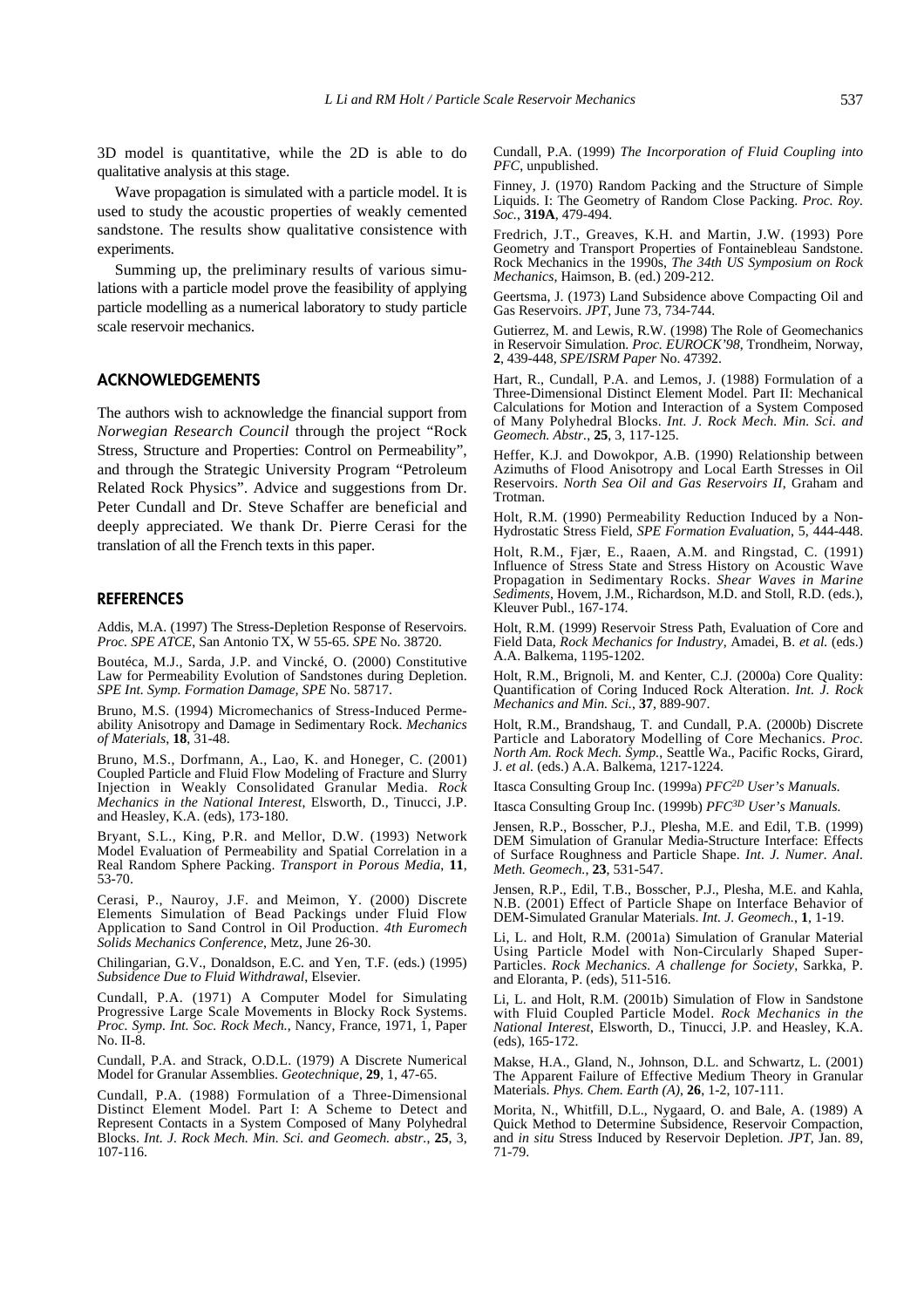3D model is quantitative, while the 2D is able to do qualitative analysis at this stage.

Wave propagation is simulated with a particle model. It is used to study the acoustic properties of weakly cemented sandstone. The results show qualitative consistence with experiments.

Summing up, the preliminary results of various simulations with a particle model prove the feasibility of applying particle modelling as a numerical laboratory to study particle scale reservoir mechanics.

## ACKNOWLEDGEMENTS

The authors wish to acknowledge the financial support from *Norwegian Research Council* through the project "Rock Stress, Structure and Properties: Control on Permeability", and through the Strategic University Program "Petroleum Related Rock Physics". Advice and suggestions from Dr. Peter Cundall and Dr. Steve Schaffer are beneficial and deeply appreciated. We thank Dr. Pierre Cerasi for the translation of all the French texts in this paper.

## REFERENCES

Addis, M.A. (1997) The Stress-Depletion Response of Reservoirs. *Proc. SPE ATCE*, San Antonio TX, W 55-65. *SPE* No. 38720.

Boutéca, M.J., Sarda, J.P. and Vincké, O. (2000) Constitutive Law for Permeability Evolution of Sandstones during Depletion. *SPE Int. Symp. Formation Damage, SPE* No. 58717.

Bruno, M.S. (1994) Micromechanics of Stress-Induced Permeability Anisotropy and Damage in Sedimentary Rock. *Mechanics of Materials*, **18**, 31-48.

Bruno, M.S., Dorfmann, A., Lao, K. and Honeger, C. (2001) Coupled Particle and Fluid Flow Modeling of Fracture and Slurry Injection in Weakly Consolidated Granular Media. *Rock Mechanics in the National Interest*, Elsworth, D., Tinucci, J.P. and Heasley, K.A. (eds), 173-180.

Bryant, S.L., King, P.R. and Mellor, D.W. (1993) Network Model Evaluation of Permeability and Spatial Correlation in a Real Random Sphere Packing. *Transport in Porous Media*, **11**, 53-70.

Cerasi, P., Nauroy, J.F. and Meimon, Y. (2000) Discrete Elements Simulation of Bead Packings under Fluid Flow Application to Sand Control in Oil Production. *4th Euromech Solids Mechanics Conference*, Metz, June 26-30.

Chilingarian, G.V., Donaldson, E.C. and Yen, T.F. (eds.) (1995) *Subsidence Due to Fluid Withdrawal*, Elsevier.

Cundall, P.A. (1971) A Computer Model for Simulating Progressive Large Scale Movements in Blocky Rock Systems. *Proc. Symp. Int. Soc. Rock Mech.*, Nancy, France, 1971, 1, Paper No. II-8.

Cundall, P.A. and Strack, O.D.L. (1979) A Discrete Numerical Model for Granular Assemblies. *Geotechnique*, **29**, 1, 47-65.

Cundall, P.A. (1988) Formulation of a Three-Dimensional Distinct Element Model. Part I: A Scheme to Detect and Represent Contacts in a System Composed of Many Polyhedral Blocks. *Int. J. Rock Mech. Min. Sci. and Geomech. abstr.*, **25**, 3, 107-116.

Cundall, P.A. (1999) *The Incorporation of Fluid Coupling into PFC*, unpublished.

Finney, J. (1970) Random Packing and the Structure of Simple Liquids. I: The Geometry of Random Close Packing. *Proc. Roy. Soc.*, **319A**, 479-494.

Fredrich, J.T., Greaves, K.H. and Martin, J.W. (1993) Pore Geometry and Transport Properties of Fontainebleau Sandstone. Rock Mechanics in the 1990s, *The 34th US Symposium on Rock Mechanics*, Haimson, B. (ed.) 209-212.

Geertsma, J. (1973) Land Subsidence above Compacting Oil and Gas Reservoirs. *JPT*, June 73, 734-744.

Gutierrez, M. and Lewis, R.W. (1998) The Role of Geomechanics in Reservoir Simulation. *Proc. EUROCK'98*, Trondheim, Norway, **2**, 439-448, *SPE/ISRM Paper* No. 47392.

Hart, R., Cundall, P.A. and Lemos, J. (1988) Formulation of a Three-Dimensional Distinct Element Model. Part II: Mechanical Calculations for Motion and Interaction of a System Composed of Many Polyhedral Blocks. *Int. J. Rock Mech. Min. Sci. and Geomech. Abstr.*, **25**, 3, 117-125.

Heffer, K.J. and Dowokpor, A.B. (1990) Relationship between Azimuths of Flood Anisotropy and Local Earth Stresses in Oil Reservoirs. *North Sea Oil and Gas Reservoirs II*, Graham and Trotman.

Holt, R.M. (1990) Permeability Reduction Induced by a Non-Hydrostatic Stress Field, *SPE Formation Evaluation*, 5, 444-448.

Holt, R.M., Fjær, E., Raaen, A.M. and Ringstad, C. (1991) Influence of Stress State and Stress History on Acoustic Wave Propagation in Sedimentary Rocks. *Shear Waves in Marine Sediments*, Hovem, J.M., Richardson, M.D. and Stoll, R.D. (eds.), Kleuver Publ., 167-174.

Holt, R.M. (1999) Reservoir Stress Path, Evaluation of Core and Field Data, *Rock Mechanics for Industry*, Amadei, B. *et al.* (eds.) A.A. Balkema, 1195-1202.

Holt, R.M., Brignoli, M. and Kenter, C.J. (2000a) Core Quality: Quantification of Coring Induced Rock Alteration. *Int. J. Rock Mechanics and Min. Sci.*, **37**, 889-907.

Holt, R.M., Brandshaug, T. and Cundall, P.A. (2000b) Discrete Particle and Laboratory Modelling of Core Mechanics. *Proc. North Am. Rock Mech. Symp.*, Seattle Wa., Pacific Rocks, Girard, J. *et al.* (eds.) A.A. Balkema, 1217-1224.

Itasca Consulting Group Inc. (1999a) *PFC$^{2D}$ User's Manuals.*

Itasca Consulting Group Inc. (1999b) *PFC$^{3D}$ User's Manuals.*

Jensen, R.P., Bosscher, P.J., Plesha, M.E. and Edil, T.B. (1999) DEM Simulation of Granular Media-Structure Interface: Effects of Surface Roughness and Particle Shape. *Int. J. Numer. Anal. Meth. Geomech.*, **23**, 531-547.

Jensen, R.P., Edil, T.B., Bosscher, P.J., Plesha, M.E. and Kahla, N.B. (2001) Effect of Particle Shape on Interface Behavior of DEM-Simulated Granular Materials. *Int. J. Geomech.*, **1**, 1-19.

Li, L. and Holt, R.M. (2001a) Simulation of Granular Material Using Particle Model with Non-Circularly Shaped Super-Particles. *Rock Mechanics. A challenge for Society*, Sarkka, P. and Eloranta, P. (eds), 511-516.

Li, L. and Holt, R.M. (2001b) Simulation of Flow in Sandstone with Fluid Coupled Particle Model. *Rock Mechanics in the National Interest*, Elsworth, D., Tinucci, J.P. and Heasley, K.A. (eds), 165-172.

Makse, H.A., Gland, N., Johnson, D.L. and Schwartz, L. (2001) The Apparent Failure of Effective Medium Theory in Granular Materials. *Phys. Chem. Earth (A)*, **26**, 1-2, 107-111.

Morita, N., Whitfill, D.L., Nygaard, O. and Bale, A. (1989) A Quick Method to Determine Subsidence, Reservoir Compaction, and *in situ* Stress Induced by Reservoir Depletion. *JPT*, Jan. 89, 71-79.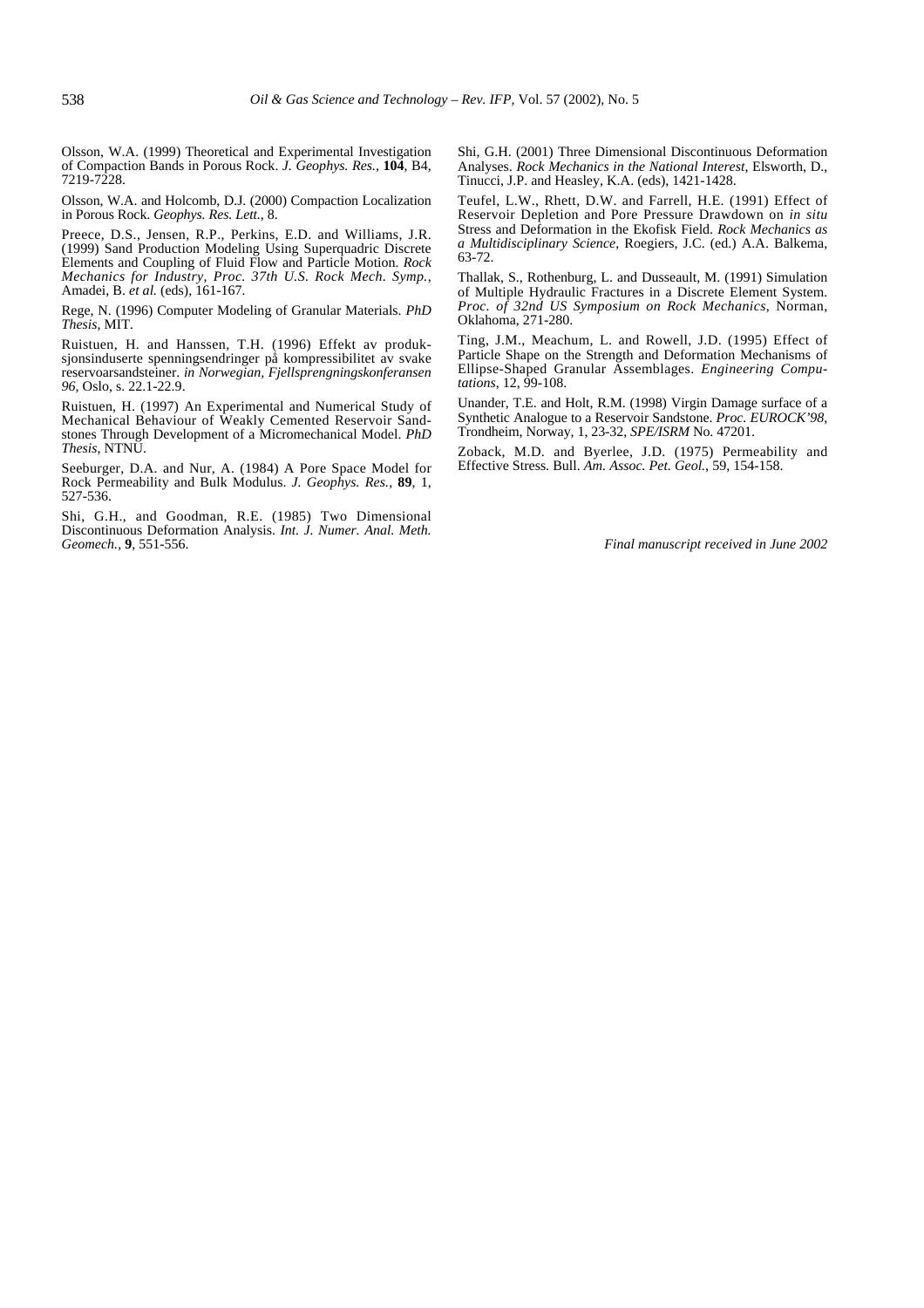Olsson, W.A. (1999) Theoretical and Experimental Investigation of Compaction Bands in Porous Rock. *J. Geophys. Res.*, **104**, B4, 7219-7228.

Olsson, W.A. and Holcomb, D.J. (2000) Compaction Localization in Porous Rock. *Geophys. Res. Lett.*, 8.

Preece, D.S., Jensen, R.P., Perkins, E.D. and Williams, J.R. (1999) Sand Production Modeling Using Superquadric Discrete Elements and Coupling of Fluid Flow and Particle Motion. *Rock Mechanics for Industry, Proc. 37th U.S. Rock Mech. Symp.*, Amadei, B. *et al.* (eds), 161-167.

Rege, N. (1996) Computer Modeling of Granular Materials. *PhD Thesis*, MIT.

Ruistuen, H. and Hanssen, T.H. (1996) Effekt av produksjonsinduserte spenningsendringer på kompressibilitet av svake reservoarsandsteiner. *in Norwegian, Fjellsprengningskonferansen 96*, Oslo, s. 22.1-22.9.

Ruistuen, H. (1997) An Experimental and Numerical Study of Mechanical Behaviour of Weakly Cemented Reservoir Sandstones Through Development of a Micromechanical Model. *PhD Thesis*, NTNU.

Seeburger, D.A. and Nur, A. (1984) A Pore Space Model for Rock Permeability and Bulk Modulus. *J. Geophys. Res.*, **89**, 1, 527-536.

Shi, G.H., and Goodman, R.E. (1985) Two Dimensional Discontinuous Deformation Analysis. *Int. J. Numer. Anal. Meth. Geomech.*, **9**, 551-556.

Shi, G.H. (2001) Three Dimensional Discontinuous Deformation Analyses. *Rock Mechanics in the National Interest*, Elsworth, D., Tinucci, J.P. and Heasley, K.A. (eds), 1421-1428.

Teufel, L.W., Rhett, D.W. and Farrell, H.E. (1991) Effect of Reservoir Depletion and Pore Pressure Drawdown on *in situ* Stress and Deformation in the Ekofisk Field. *Rock Mechanics as a Multidisciplinary Science*, Roegiers, J.C. (ed.) A.A. Balkema, 63-72.

Thallak, S., Rothenburg, L. and Dusseault, M. (1991) Simulation of Multiple Hydraulic Fractures in a Discrete Element System. *Proc. of 32nd US Symposium on Rock Mechanics*, Norman, Oklahoma, 271-280.

Ting, J.M., Meachum, L. and Rowell, J.D. (1995) Effect of Particle Shape on the Strength and Deformation Mechanisms of Ellipse-Shaped Granular Assemblages. *Engineering Computations*, 12, 99-108.

Unander, T.E. and Holt, R.M. (1998) Virgin Damage surface of a Synthetic Analogue to a Reservoir Sandstone. *Proc. EUROCK'98*, Trondheim, Norway, 1, 23-32, *SPE/ISRM* No. 47201.

Zoback, M.D. and Byerlee, J.D. (1975) Permeability and Effective Stress. Bull. *Am. Assoc. Pet. Geol.*, 59, 154-158.

*Final manuscript received in June 2002*